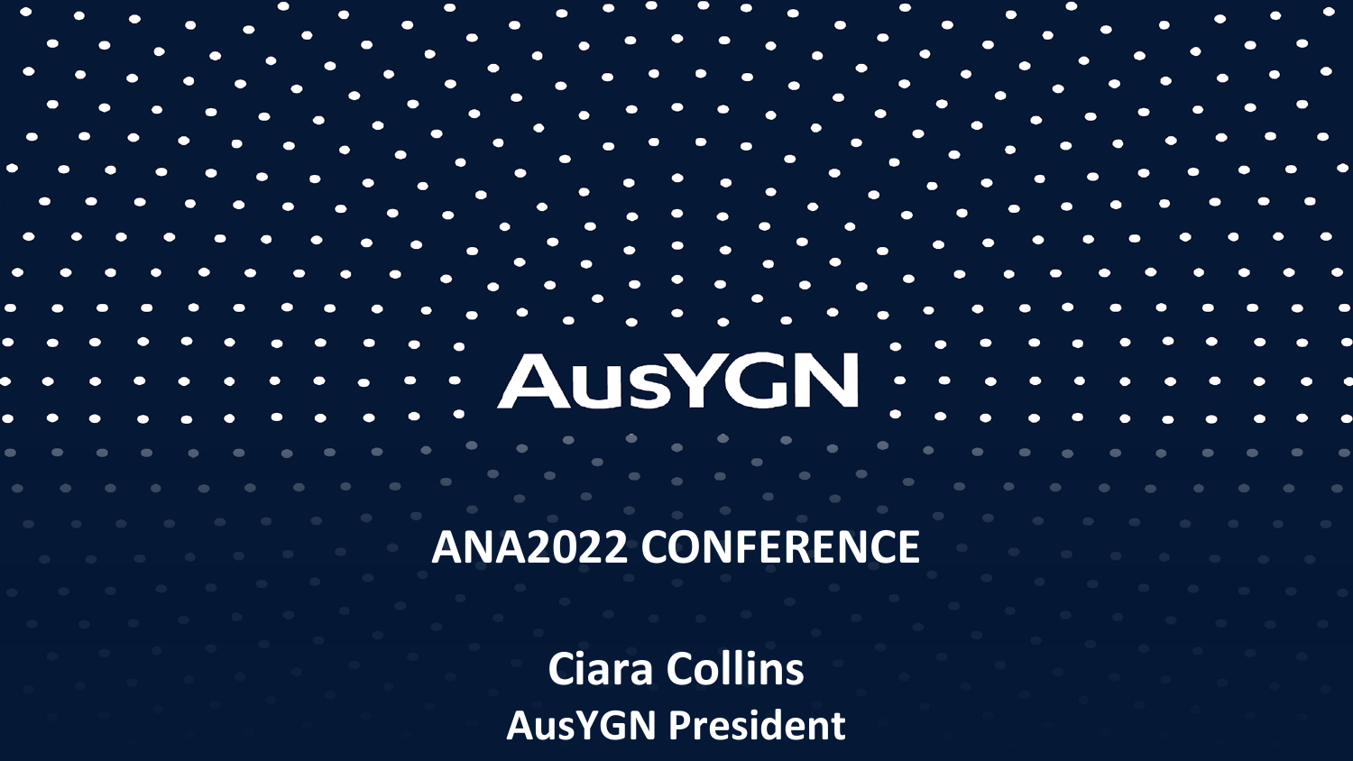# AusYGN

## ANA2022 CONFERENCE

**Ciara Collins**
**AusYGN President**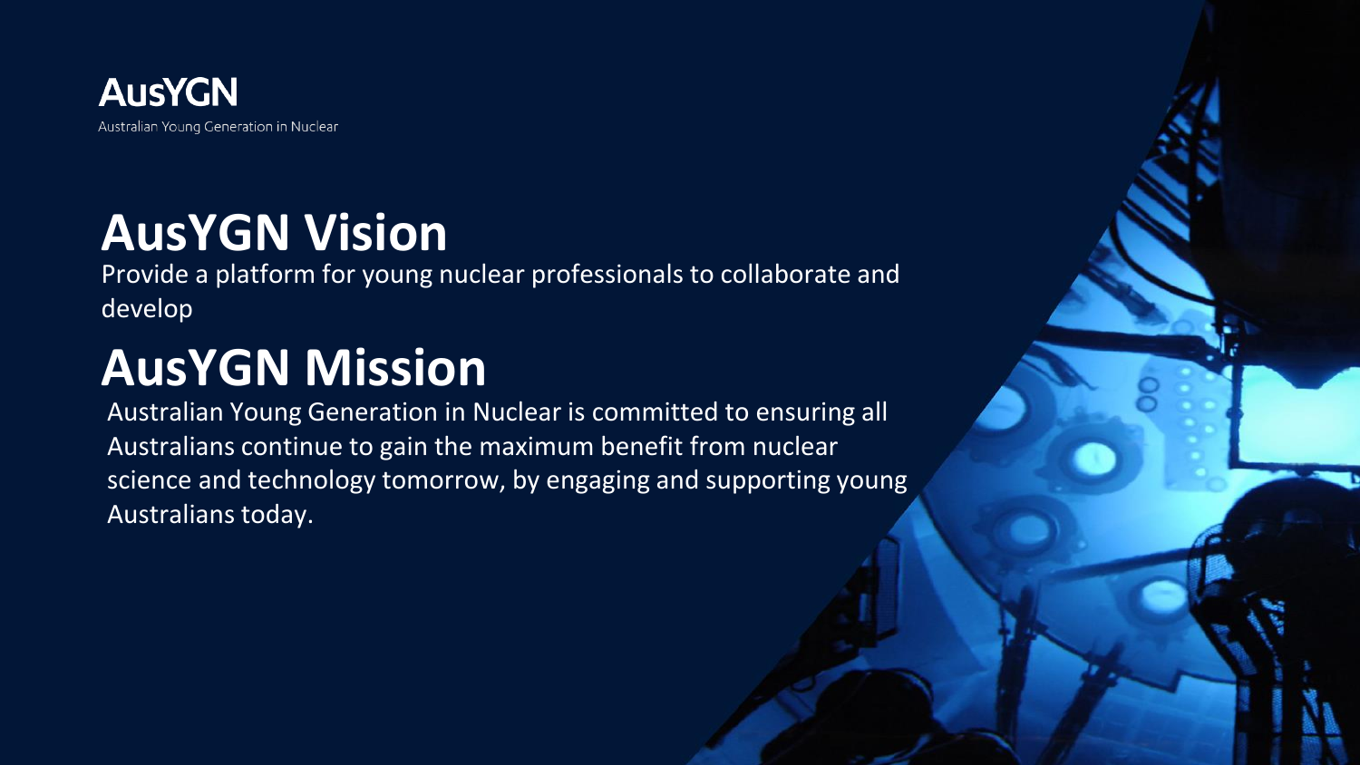**AusYGN**

Australian Young Generation in Nuclear

# AusYGN Vision

Provide a platform for young nuclear professionals to collaborate and develop

# AusYGN Mission

Australian Young Generation in Nuclear is committed to ensuring all Australians continue to gain the maximum benefit from nuclear science and technology tomorrow, by engaging and supporting young Australians today.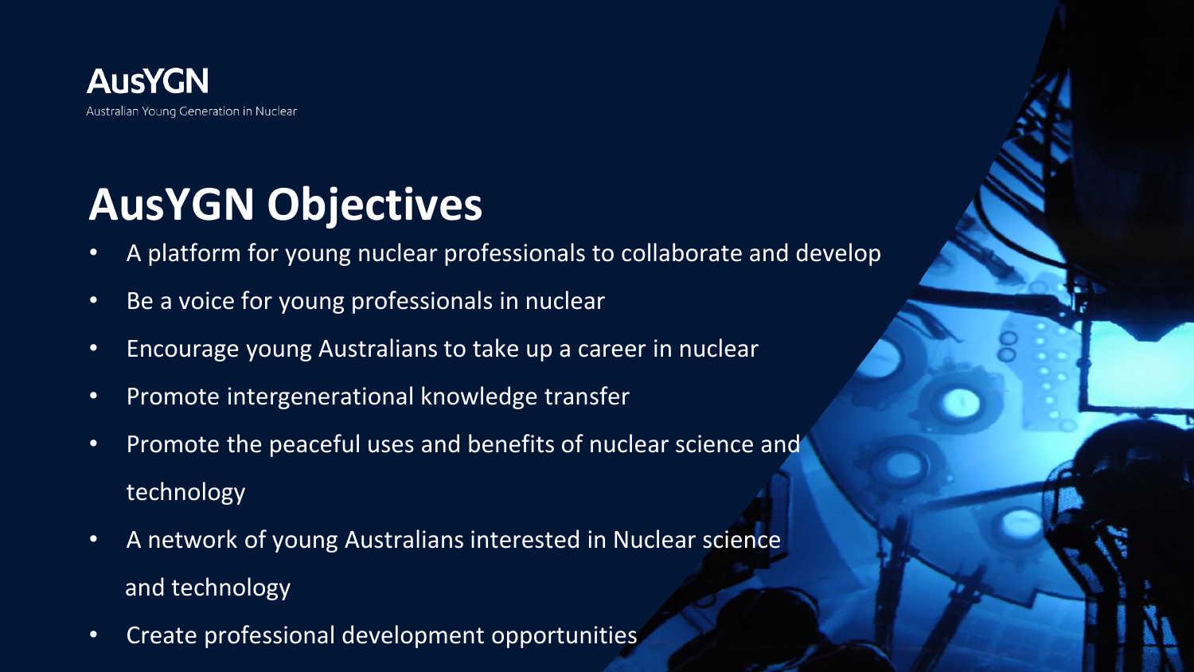**AusYGN**

Australian Young Generation in Nuclear

# AusYGN Objectives

- A platform for young nuclear professionals to collaborate and develop
- Be a voice for young professionals in nuclear
- Encourage young Australians to take up a career in nuclear
- Promote intergenerational knowledge transfer
- Promote the peaceful uses and benefits of nuclear science and technology
- A network of young Australians interested in Nuclear science and technology
- Create professional development opportunities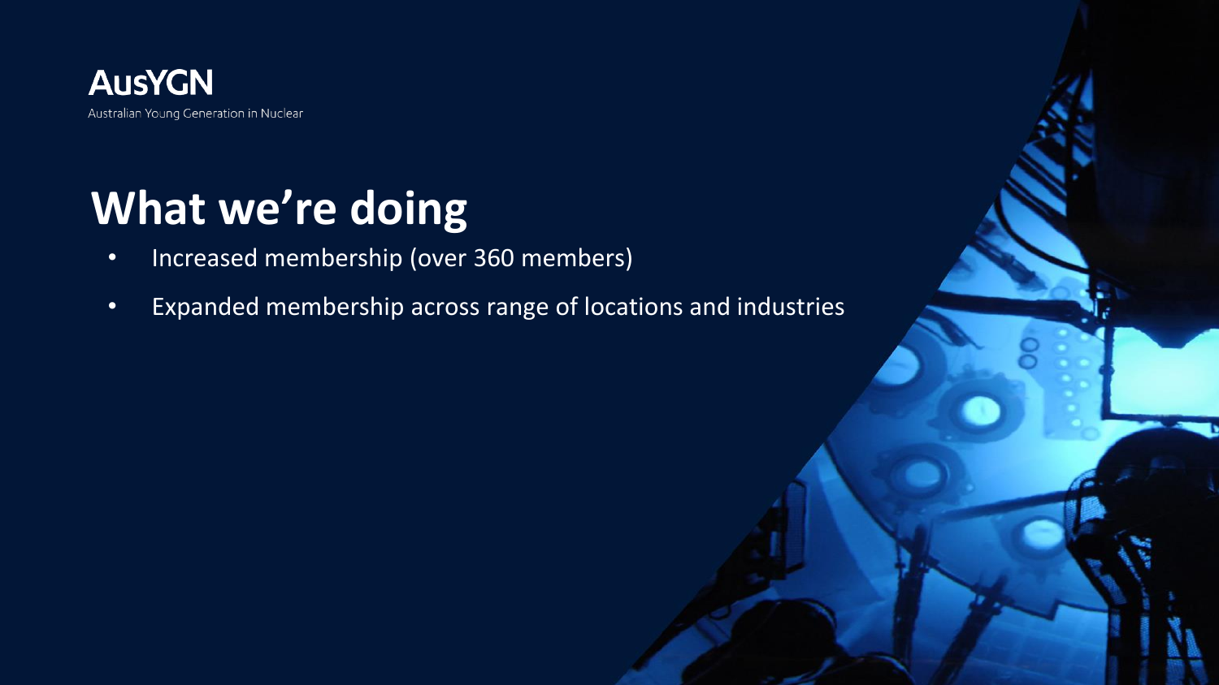**AusYGN**

Australian Young Generation in Nuclear

# What we're doing

- Increased membership (over 360 members)
- Expanded membership across range of locations and industries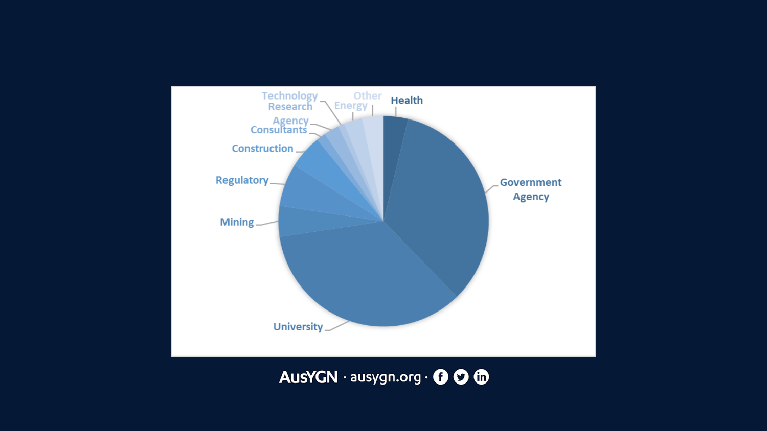Technology Research

Agency

Consultants

Construction

Regulatory

Mining

University

Government Agency

Health

Energy

Other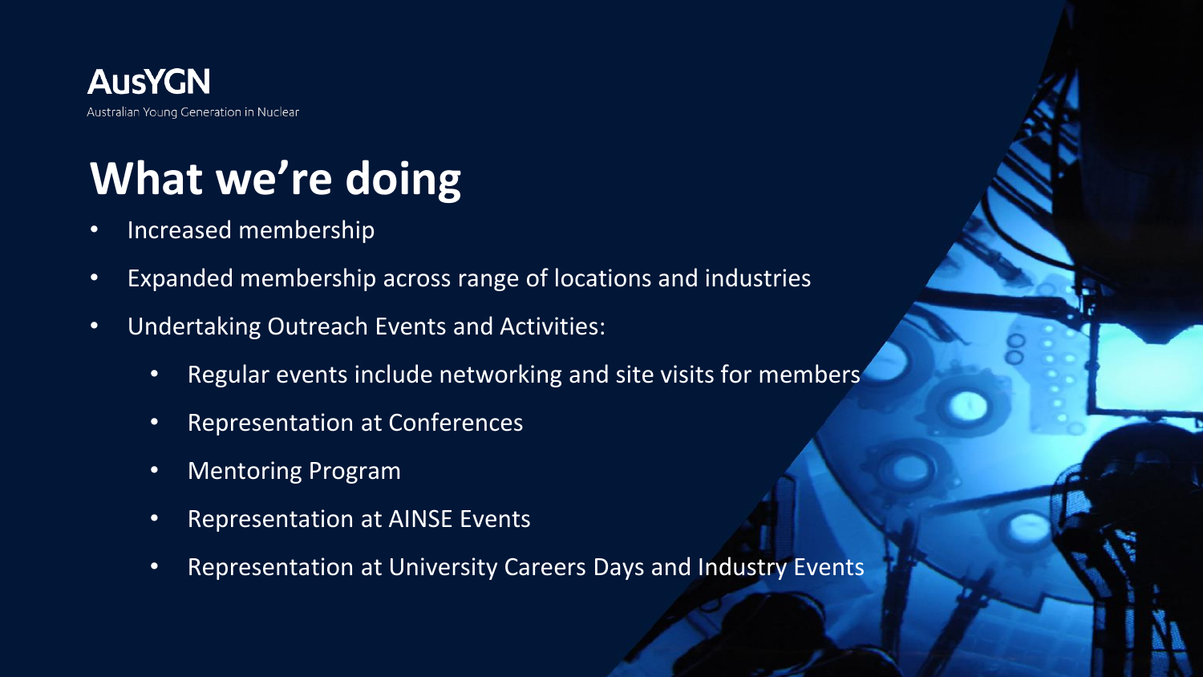**AusYGN**

Australian Young Generation in Nuclear

# What we're doing

- Increased membership
- Expanded membership across range of locations and industries
- Undertaking Outreach Events and Activities:
    - Regular events include networking and site visits for members
    - Representation at Conferences
    - Mentoring Program
    - Representation at AINSE Events
    - Representation at University Careers Days and Industry Events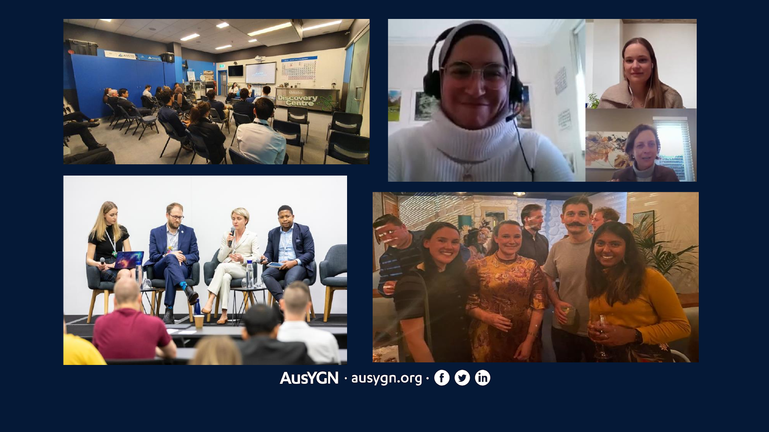AusYGN · ausygn.org ·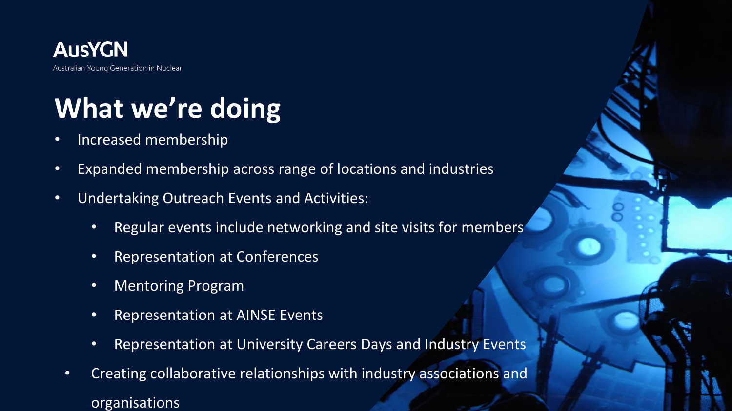AusYGN

Australian Young Generation in Nuclear

# What we're doing

- Increased membership
- Expanded membership across range of locations and industries
- Undertaking Outreach Events and Activities:
  - Regular events include networking and site visits for members
  - Representation at Conferences
  - Mentoring Program
  - Representation at AINSE Events
  - Representation at University Careers Days and Industry Events
- Creating collaborative relationships with industry associations and organisations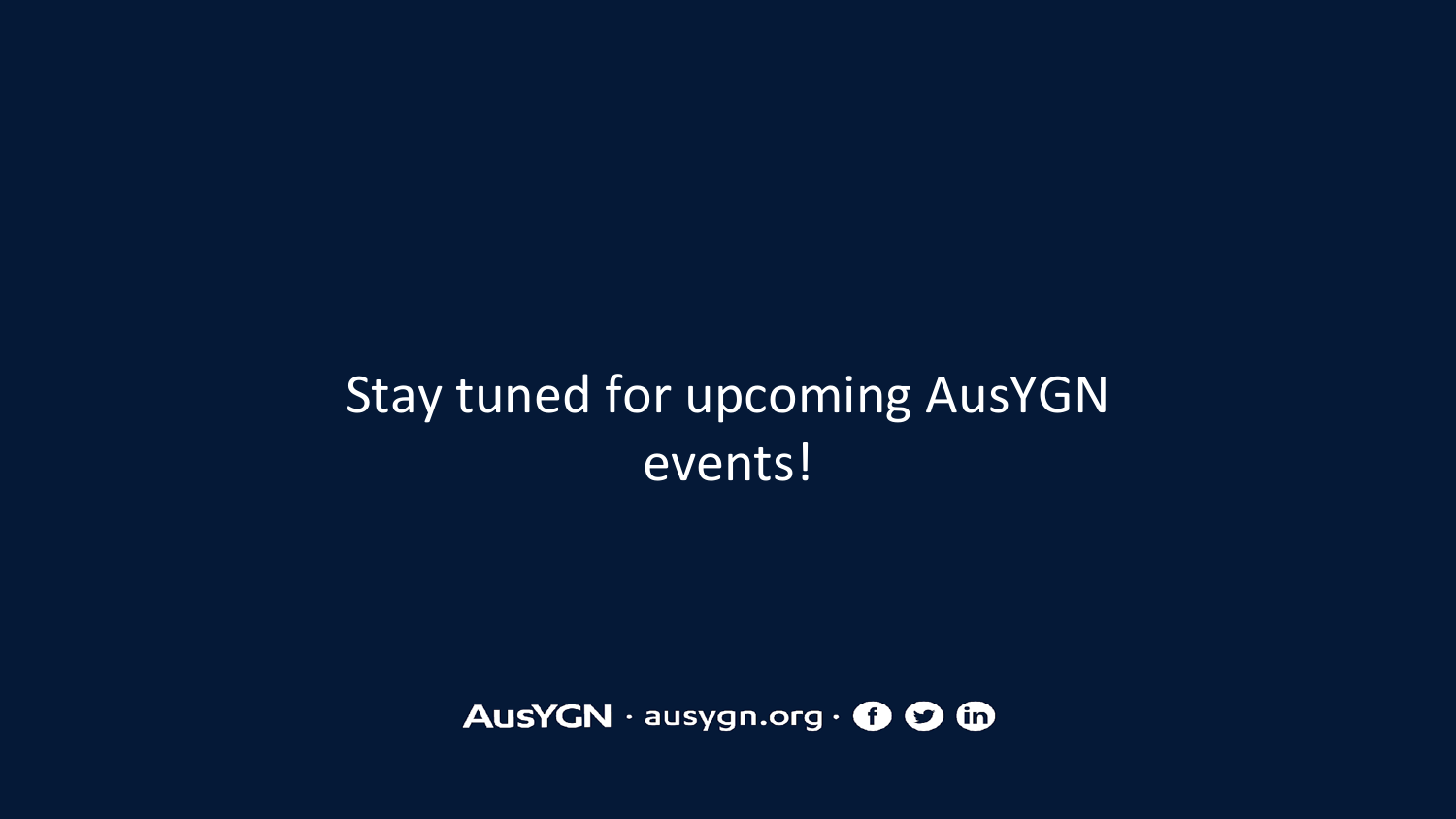Stay tuned for upcoming AusYGN events!

AusYGN · ausygn.org ·